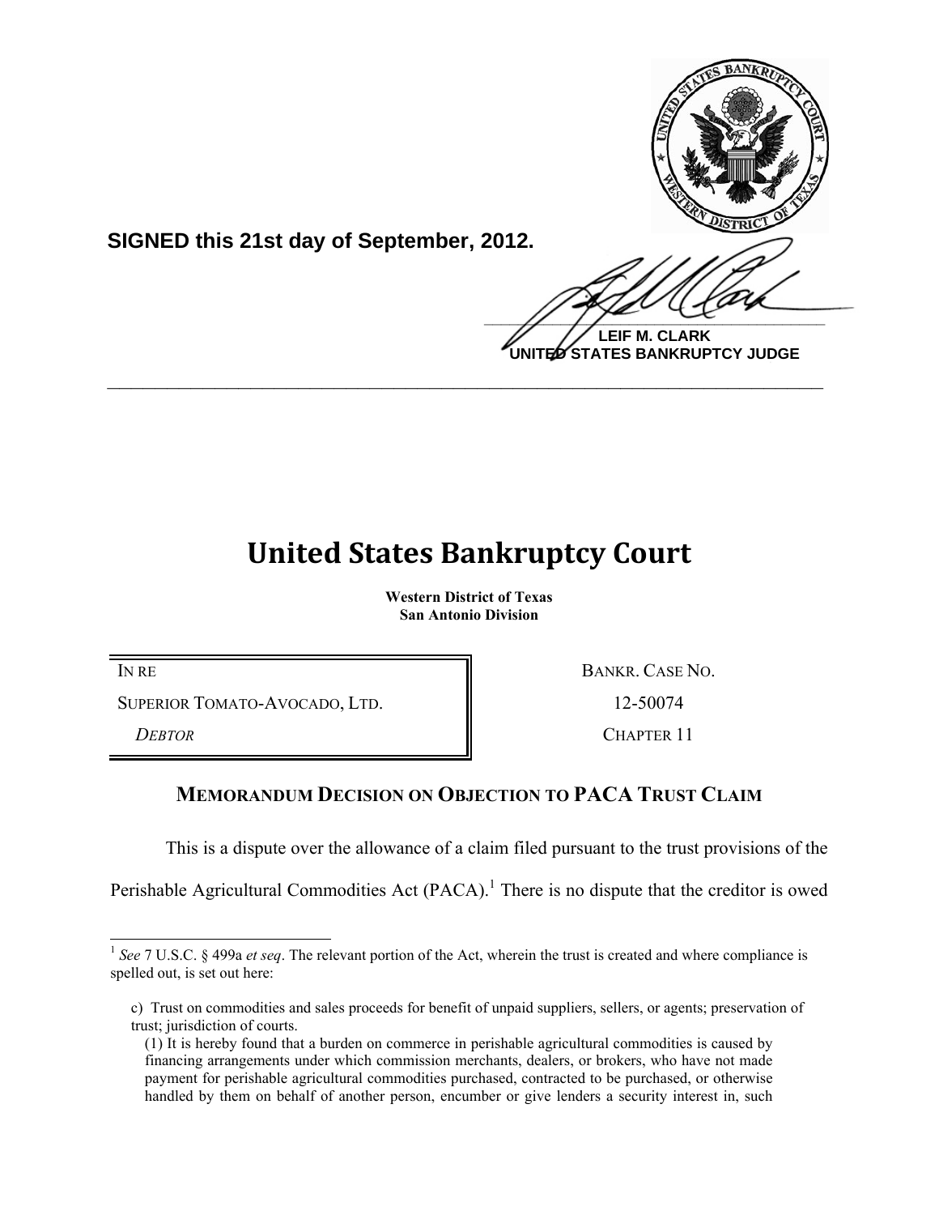**SIGNED this 21st day of September, 2012.**

**LEIF M. CLARK**
**UNITED STATES BANKRUPTCY JUDGE**

---

# United States Bankruptcy Court

**Western District of Texas**
**San Antonio Division**

| | |
|---|---|
| IN RE | BANKR. CASE NO. |
| SUPERIOR TOMATO-AVOCADO, LTD. | 12-50074 |
| *DEBTOR* | CHAPTER 11 |

## MEMORANDUM DECISION ON OBJECTION TO PACA TRUST CLAIM

This is a dispute over the allowance of a claim filed pursuant to the trust provisions of the Perishable Agricultural Commodities Act (PACA).[1] There is no dispute that the creditor is owed

---

[1] *See* 7 U.S.C. § 499a *et seq*. The relevant portion of the Act, wherein the trust is created and where compliance is spelled out, is set out here:

> c) Trust on commodities and sales proceeds for benefit of unpaid suppliers, sellers, or agents; preservation of trust; jurisdiction of courts.
>
> (1) It is hereby found that a burden on commerce in perishable agricultural commodities is caused by financing arrangements under which commission merchants, dealers, or brokers, who have not made payment for perishable agricultural commodities purchased, contracted to be purchased, or otherwise handled by them on behalf of another person, encumber or give lenders a security interest in, such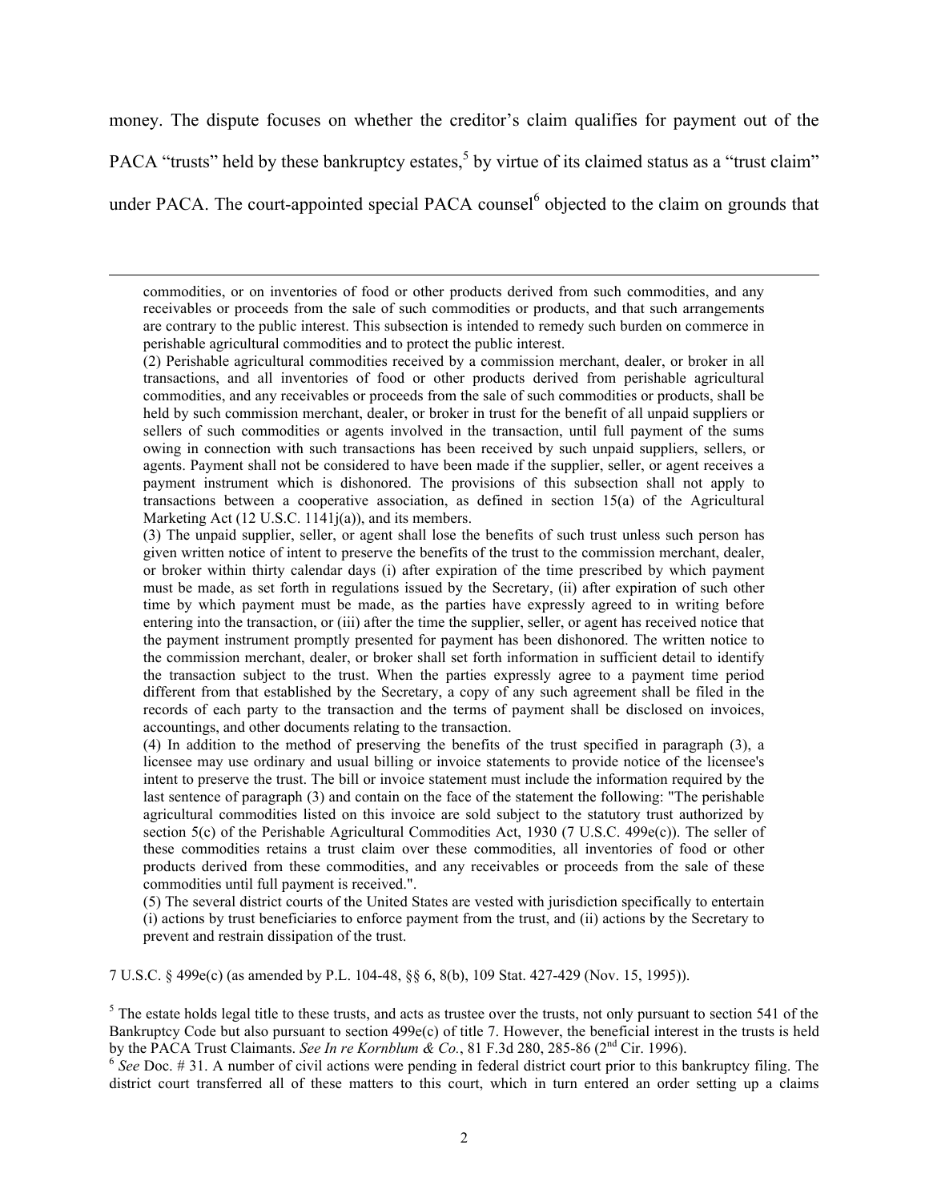money. The dispute focuses on whether the creditor's claim qualifies for payment out of the PACA "trusts" held by these bankruptcy estates,[5] by virtue of its claimed status as a "trust claim" under PACA. The court-appointed special PACA counsel[6] objected to the claim on grounds that

---

commodities, or on inventories of food or other products derived from such commodities, and any receivables or proceeds from the sale of such commodities or products, and that such arrangements are contrary to the public interest. This subsection is intended to remedy such burden on commerce in perishable agricultural commodities and to protect the public interest.

(2) Perishable agricultural commodities received by a commission merchant, dealer, or broker in all transactions, and all inventories of food or other products derived from perishable agricultural commodities, and any receivables or proceeds from the sale of such commodities or products, shall be held by such commission merchant, dealer, or broker in trust for the benefit of all unpaid suppliers or sellers of such commodities or agents involved in the transaction, until full payment of the sums owing in connection with such transactions has been received by such unpaid suppliers, sellers, or agents. Payment shall not be considered to have been made if the supplier, seller, or agent receives a payment instrument which is dishonored. The provisions of this subsection shall not apply to transactions between a cooperative association, as defined in section 15(a) of the Agricultural Marketing Act (12 U.S.C. 1141j(a)), and its members.

(3) The unpaid supplier, seller, or agent shall lose the benefits of such trust unless such person has given written notice of intent to preserve the benefits of the trust to the commission merchant, dealer, or broker within thirty calendar days (i) after expiration of the time prescribed by which payment must be made, as set forth in regulations issued by the Secretary, (ii) after expiration of such other time by which payment must be made, as the parties have expressly agreed to in writing before entering into the transaction, or (iii) after the time the supplier, seller, or agent has received notice that the payment instrument promptly presented for payment has been dishonored. The written notice to the commission merchant, dealer, or broker shall set forth information in sufficient detail to identify the transaction subject to the trust. When the parties expressly agree to a payment time period different from that established by the Secretary, a copy of any such agreement shall be filed in the records of each party to the transaction and the terms of payment shall be disclosed on invoices, accountings, and other documents relating to the transaction.

(4) In addition to the method of preserving the benefits of the trust specified in paragraph (3), a licensee may use ordinary and usual billing or invoice statements to provide notice of the licensee's intent to preserve the trust. The bill or invoice statement must include the information required by the last sentence of paragraph (3) and contain on the face of the statement the following: "The perishable agricultural commodities listed on this invoice are sold subject to the statutory trust authorized by section 5(c) of the Perishable Agricultural Commodities Act, 1930 (7 U.S.C. 499e(c)). The seller of these commodities retains a trust claim over these commodities, all inventories of food or other products derived from these commodities, and any receivables or proceeds from the sale of these commodities until full payment is received.".

(5) The several district courts of the United States are vested with jurisdiction specifically to entertain (i) actions by trust beneficiaries to enforce payment from the trust, and (ii) actions by the Secretary to prevent and restrain dissipation of the trust.

7 U.S.C. § 499e(c) (as amended by P.L. 104-48, §§ 6, 8(b), 109 Stat. 427-429 (Nov. 15, 1995)).

[5] The estate holds legal title to these trusts, and acts as trustee over the trusts, not only pursuant to section 541 of the Bankruptcy Code but also pursuant to section 499e(c) of title 7. However, the beneficial interest in the trusts is held by the PACA Trust Claimants. *See In re Kornblum & Co.*, 81 F.3d 280, 285-86 (2nd Cir. 1996).

[6] *See* Doc. # 31. A number of civil actions were pending in federal district court prior to this bankruptcy filing. The district court transferred all of these matters to this court, which in turn entered an order setting up a claims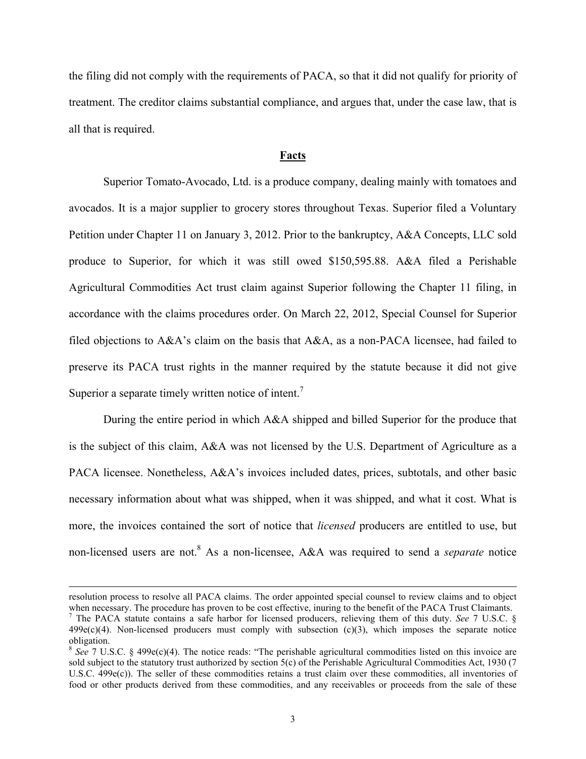the filing did not comply with the requirements of PACA, so that it did not qualify for priority of treatment. The creditor claims substantial compliance, and argues that, under the case law, that is all that is required.

## **Facts**

Superior Tomato-Avocado, Ltd. is a produce company, dealing mainly with tomatoes and avocados. It is a major supplier to grocery stores throughout Texas. Superior filed a Voluntary Petition under Chapter 11 on January 3, 2012. Prior to the bankruptcy, A&A Concepts, LLC sold produce to Superior, for which it was still owed $150,595.88. A&A filed a Perishable Agricultural Commodities Act trust claim against Superior following the Chapter 11 filing, in accordance with the claims procedures order. On March 22, 2012, Special Counsel for Superior filed objections to A&A's claim on the basis that A&A, as a non-PACA licensee, had failed to preserve its PACA trust rights in the manner required by the statute because it did not give Superior a separate timely written notice of intent.[7]

During the entire period in which A&A shipped and billed Superior for the produce that is the subject of this claim, A&A was not licensed by the U.S. Department of Agriculture as a PACA licensee. Nonetheless, A&A's invoices included dates, prices, subtotals, and other basic necessary information about what was shipped, when it was shipped, and what it cost. What is more, the invoices contained the sort of notice that *licensed* producers are entitled to use, but non-licensed users are not.[8] As a non-licensee, A&A was required to send a *separate* notice

---

resolution process to resolve all PACA claims. The order appointed special counsel to review claims and to object when necessary. The procedure has proven to be cost effective, inuring to the benefit of the PACA Trust Claimants.

[7] The PACA statute contains a safe harbor for licensed producers, relieving them of this duty. *See* 7 U.S.C. § 499e(c)(4). Non-licensed producers must comply with subsection (c)(3), which imposes the separate notice obligation.

[8] *See* 7 U.S.C. § 499e(c)(4). The notice reads: "The perishable agricultural commodities listed on this invoice are sold subject to the statutory trust authorized by section 5(c) of the Perishable Agricultural Commodities Act, 1930 (7 U.S.C. 499e(c)). The seller of these commodities retains a trust claim over these commodities, all inventories of food or other products derived from these commodities, and any receivables or proceeds from the sale of these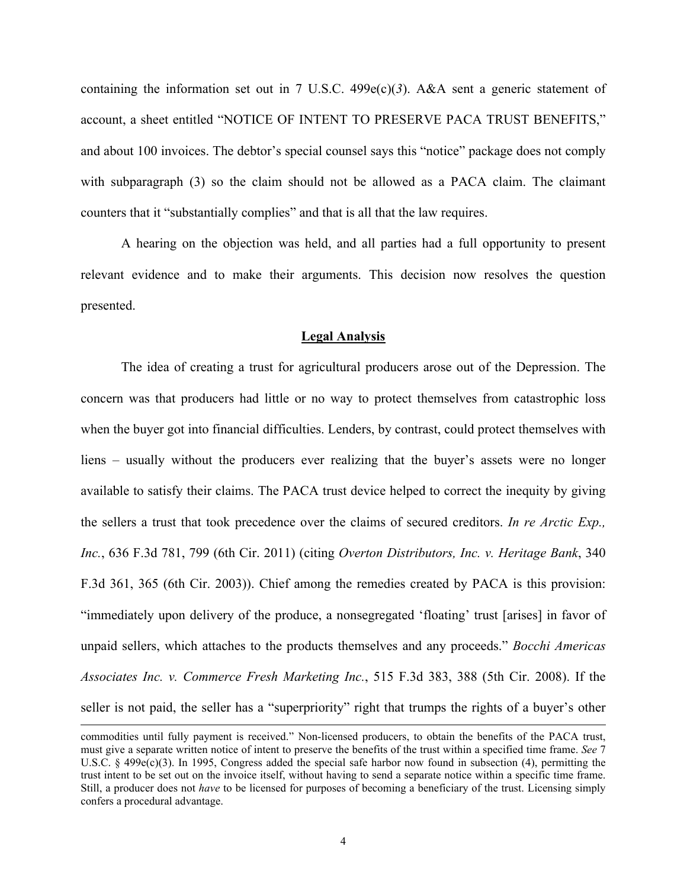containing the information set out in 7 U.S.C. 499e(c)(*3*). A&A sent a generic statement of account, a sheet entitled "NOTICE OF INTENT TO PRESERVE PACA TRUST BENEFITS," and about 100 invoices. The debtor's special counsel says this "notice" package does not comply with subparagraph (3) so the claim should not be allowed as a PACA claim. The claimant counters that it "substantially complies" and that is all that the law requires.

A hearing on the objection was held, and all parties had a full opportunity to present relevant evidence and to make their arguments. This decision now resolves the question presented.

**Legal Analysis**

The idea of creating a trust for agricultural producers arose out of the Depression. The concern was that producers had little or no way to protect themselves from catastrophic loss when the buyer got into financial difficulties. Lenders, by contrast, could protect themselves with liens – usually without the producers ever realizing that the buyer's assets were no longer available to satisfy their claims. The PACA trust device helped to correct the inequity by giving the sellers a trust that took precedence over the claims of secured creditors. *In re Arctic Exp., Inc.*, 636 F.3d 781, 799 (6th Cir. 2011) (citing *Overton Distributors, Inc. v. Heritage Bank*, 340 F.3d 361, 365 (6th Cir. 2003)). Chief among the remedies created by PACA is this provision: "immediately upon delivery of the produce, a nonsegregated 'floating' trust [arises] in favor of unpaid sellers, which attaches to the products themselves and any proceeds." *Bocchi Americas Associates Inc. v. Commerce Fresh Marketing Inc.*, 515 F.3d 383, 388 (5th Cir. 2008). If the seller is not paid, the seller has a "superpriority" right that trumps the rights of a buyer's other

---

commodities until fully payment is received." Non-licensed producers, to obtain the benefits of the PACA trust, must give a separate written notice of intent to preserve the benefits of the trust within a specified time frame. *See* 7 U.S.C. § 499e(c)(3). In 1995, Congress added the special safe harbor now found in subsection (4), permitting the trust intent to be set out on the invoice itself, without having to send a separate notice within a specific time frame. Still, a producer does not *have* to be licensed for purposes of becoming a beneficiary of the trust. Licensing simply confers a procedural advantage.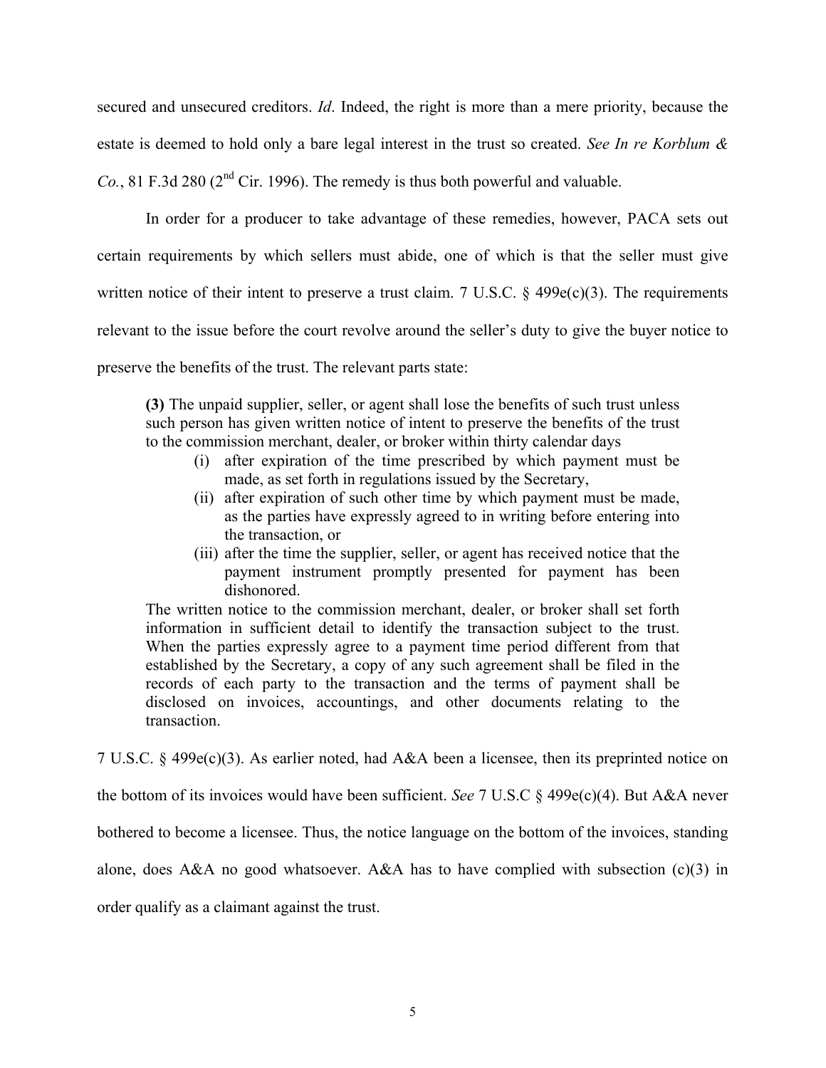secured and unsecured creditors. *Id*. Indeed, the right is more than a mere priority, because the estate is deemed to hold only a bare legal interest in the trust so created. *See In re Korblum & Co.*, 81 F.3d 280 (2nd Cir. 1996). The remedy is thus both powerful and valuable.

In order for a producer to take advantage of these remedies, however, PACA sets out certain requirements by which sellers must abide, one of which is that the seller must give written notice of their intent to preserve a trust claim. 7 U.S.C. § 499e(c)(3). The requirements relevant to the issue before the court revolve around the seller's duty to give the buyer notice to preserve the benefits of the trust. The relevant parts state:

> **(3)** The unpaid supplier, seller, or agent shall lose the benefits of such trust unless such person has given written notice of intent to preserve the benefits of the trust to the commission merchant, dealer, or broker within thirty calendar days
>
> (i) after expiration of the time prescribed by which payment must be made, as set forth in regulations issued by the Secretary,
>
> (ii) after expiration of such other time by which payment must be made, as the parties have expressly agreed to in writing before entering into the transaction, or
>
> (iii) after the time the supplier, seller, or agent has received notice that the payment instrument promptly presented for payment has been dishonored.
>
> The written notice to the commission merchant, dealer, or broker shall set forth information in sufficient detail to identify the transaction subject to the trust. When the parties expressly agree to a payment time period different from that established by the Secretary, a copy of any such agreement shall be filed in the records of each party to the transaction and the terms of payment shall be disclosed on invoices, accountings, and other documents relating to the transaction.

7 U.S.C. § 499e(c)(3). As earlier noted, had A&A been a licensee, then its preprinted notice on the bottom of its invoices would have been sufficient. *See* 7 U.S.C § 499e(c)(4). But A&A never bothered to become a licensee. Thus, the notice language on the bottom of the invoices, standing alone, does A&A no good whatsoever. A&A has to have complied with subsection (c)(3) in order qualify as a claimant against the trust.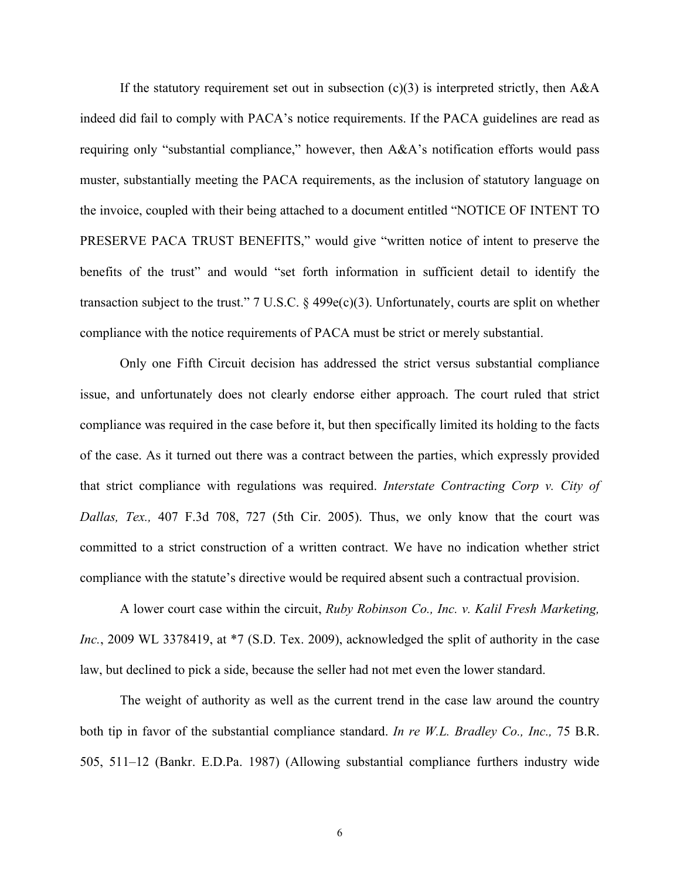If the statutory requirement set out in subsection (c)(3) is interpreted strictly, then A&A indeed did fail to comply with PACA's notice requirements. If the PACA guidelines are read as requiring only "substantial compliance," however, then A&A's notification efforts would pass muster, substantially meeting the PACA requirements, as the inclusion of statutory language on the invoice, coupled with their being attached to a document entitled "NOTICE OF INTENT TO PRESERVE PACA TRUST BENEFITS," would give "written notice of intent to preserve the benefits of the trust" and would "set forth information in sufficient detail to identify the transaction subject to the trust." 7 U.S.C. § 499e(c)(3). Unfortunately, courts are split on whether compliance with the notice requirements of PACA must be strict or merely substantial.

Only one Fifth Circuit decision has addressed the strict versus substantial compliance issue, and unfortunately does not clearly endorse either approach. The court ruled that strict compliance was required in the case before it, but then specifically limited its holding to the facts of the case. As it turned out there was a contract between the parties, which expressly provided that strict compliance with regulations was required. *Interstate Contracting Corp v. City of Dallas, Tex.,* 407 F.3d 708, 727 (5th Cir. 2005). Thus, we only know that the court was committed to a strict construction of a written contract. We have no indication whether strict compliance with the statute's directive would be required absent such a contractual provision.

A lower court case within the circuit, *Ruby Robinson Co., Inc. v. Kalil Fresh Marketing, Inc.*, 2009 WL 3378419, at *7 (S.D. Tex. 2009), acknowledged the split of authority in the case law, but declined to pick a side, because the seller had not met even the lower standard.

The weight of authority as well as the current trend in the case law around the country both tip in favor of the substantial compliance standard. *In re W.L. Bradley Co., Inc.,* 75 B.R. 505, 511–12 (Bankr. E.D.Pa. 1987) (Allowing substantial compliance furthers industry wide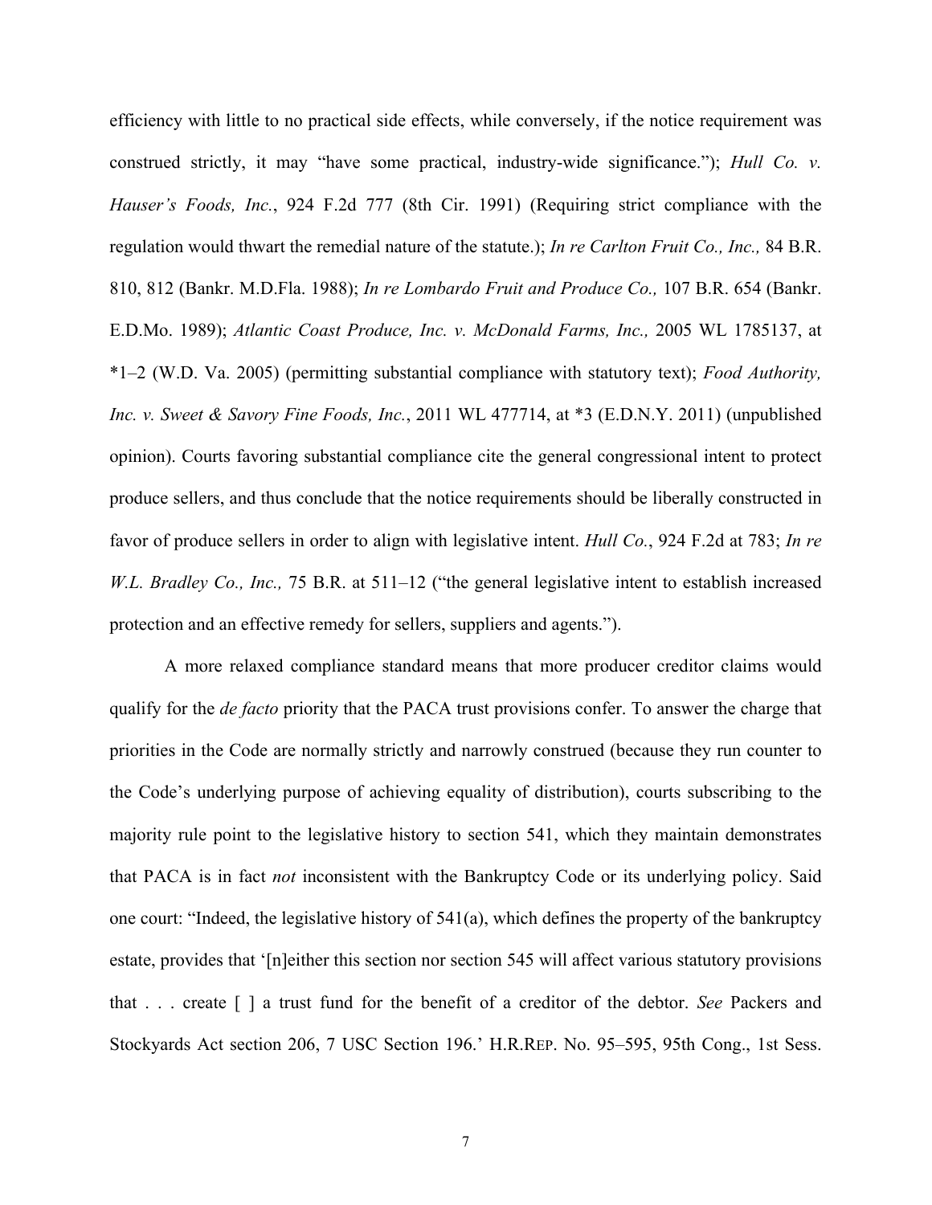efficiency with little to no practical side effects, while conversely, if the notice requirement was construed strictly, it may "have some practical, industry-wide significance."); *Hull Co. v. Hauser's Foods, Inc.*, 924 F.2d 777 (8th Cir. 1991) (Requiring strict compliance with the regulation would thwart the remedial nature of the statute.); *In re Carlton Fruit Co., Inc.,* 84 B.R. 810, 812 (Bankr. M.D.Fla. 1988); *In re Lombardo Fruit and Produce Co.,* 107 B.R. 654 (Bankr. E.D.Mo. 1989); *Atlantic Coast Produce, Inc. v. McDonald Farms, Inc.,* 2005 WL 1785137, at *1–2 (W.D. Va. 2005) (permitting substantial compliance with statutory text); *Food Authority, Inc. v. Sweet & Savory Fine Foods, Inc.*, 2011 WL 477714, at *3 (E.D.N.Y. 2011) (unpublished opinion). Courts favoring substantial compliance cite the general congressional intent to protect produce sellers, and thus conclude that the notice requirements should be liberally constructed in favor of produce sellers in order to align with legislative intent. *Hull Co.*, 924 F.2d at 783; *In re W.L. Bradley Co., Inc.,* 75 B.R. at 511–12 ("the general legislative intent to establish increased protection and an effective remedy for sellers, suppliers and agents.").

A more relaxed compliance standard means that more producer creditor claims would qualify for the *de facto* priority that the PACA trust provisions confer. To answer the charge that priorities in the Code are normally strictly and narrowly construed (because they run counter to the Code's underlying purpose of achieving equality of distribution), courts subscribing to the majority rule point to the legislative history to section 541, which they maintain demonstrates that PACA is in fact *not* inconsistent with the Bankruptcy Code or its underlying policy. Said one court: "Indeed, the legislative history of 541(a), which defines the property of the bankruptcy estate, provides that '[n]either this section nor section 545 will affect various statutory provisions that . . . create [ ] a trust fund for the benefit of a creditor of the debtor. *See* Packers and Stockyards Act section 206, 7 USC Section 196.' H.R.REP. No. 95–595, 95th Cong., 1st Sess.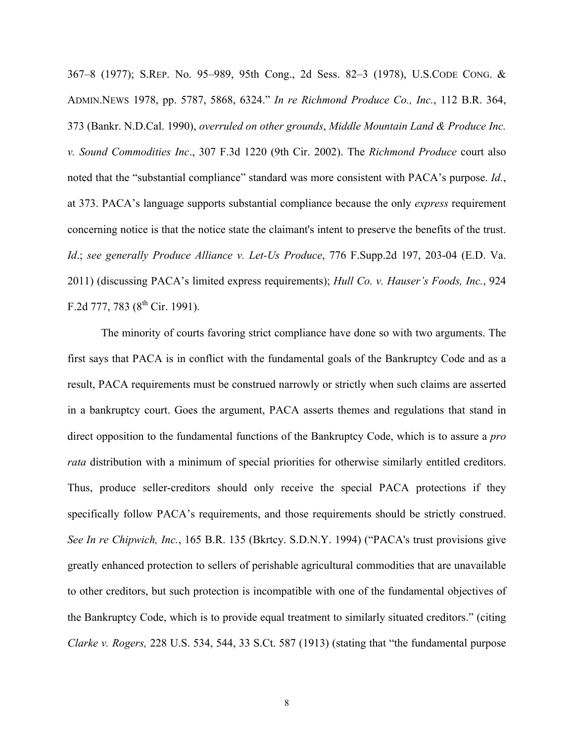367–8 (1977); S.REP. No. 95–989, 95th Cong., 2d Sess. 82–3 (1978), U.S.CODE CONG. & ADMIN.NEWS 1978, pp. 5787, 5868, 6324." *In re Richmond Produce Co., Inc.*, 112 B.R. 364, 373 (Bankr. N.D.Cal. 1990), *overruled on other grounds*, *Middle Mountain Land & Produce Inc. v. Sound Commodities Inc*., 307 F.3d 1220 (9th Cir. 2002). The *Richmond Produce* court also noted that the "substantial compliance" standard was more consistent with PACA's purpose. *Id.*, at 373. PACA's language supports substantial compliance because the only *express* requirement concerning notice is that the notice state the claimant's intent to preserve the benefits of the trust. *Id*.; *see generally Produce Alliance v. Let-Us Produce*, 776 F.Supp.2d 197, 203-04 (E.D. Va. 2011) (discussing PACA's limited express requirements); *Hull Co. v. Hauser's Foods, Inc.*, 924 F.2d 777, 783 (8th Cir. 1991).

The minority of courts favoring strict compliance have done so with two arguments. The first says that PACA is in conflict with the fundamental goals of the Bankruptcy Code and as a result, PACA requirements must be construed narrowly or strictly when such claims are asserted in a bankruptcy court. Goes the argument, PACA asserts themes and regulations that stand in direct opposition to the fundamental functions of the Bankruptcy Code, which is to assure a *pro rata* distribution with a minimum of special priorities for otherwise similarly entitled creditors. Thus, produce seller-creditors should only receive the special PACA protections if they specifically follow PACA's requirements, and those requirements should be strictly construed. *See In re Chipwich, Inc.*, 165 B.R. 135 (Bkrtcy. S.D.N.Y. 1994) ("PACA's trust provisions give greatly enhanced protection to sellers of perishable agricultural commodities that are unavailable to other creditors, but such protection is incompatible with one of the fundamental objectives of the Bankruptcy Code, which is to provide equal treatment to similarly situated creditors." (citing *Clarke v. Rogers,* 228 U.S. 534, 544, 33 S.Ct. 587 (1913) (stating that "the fundamental purpose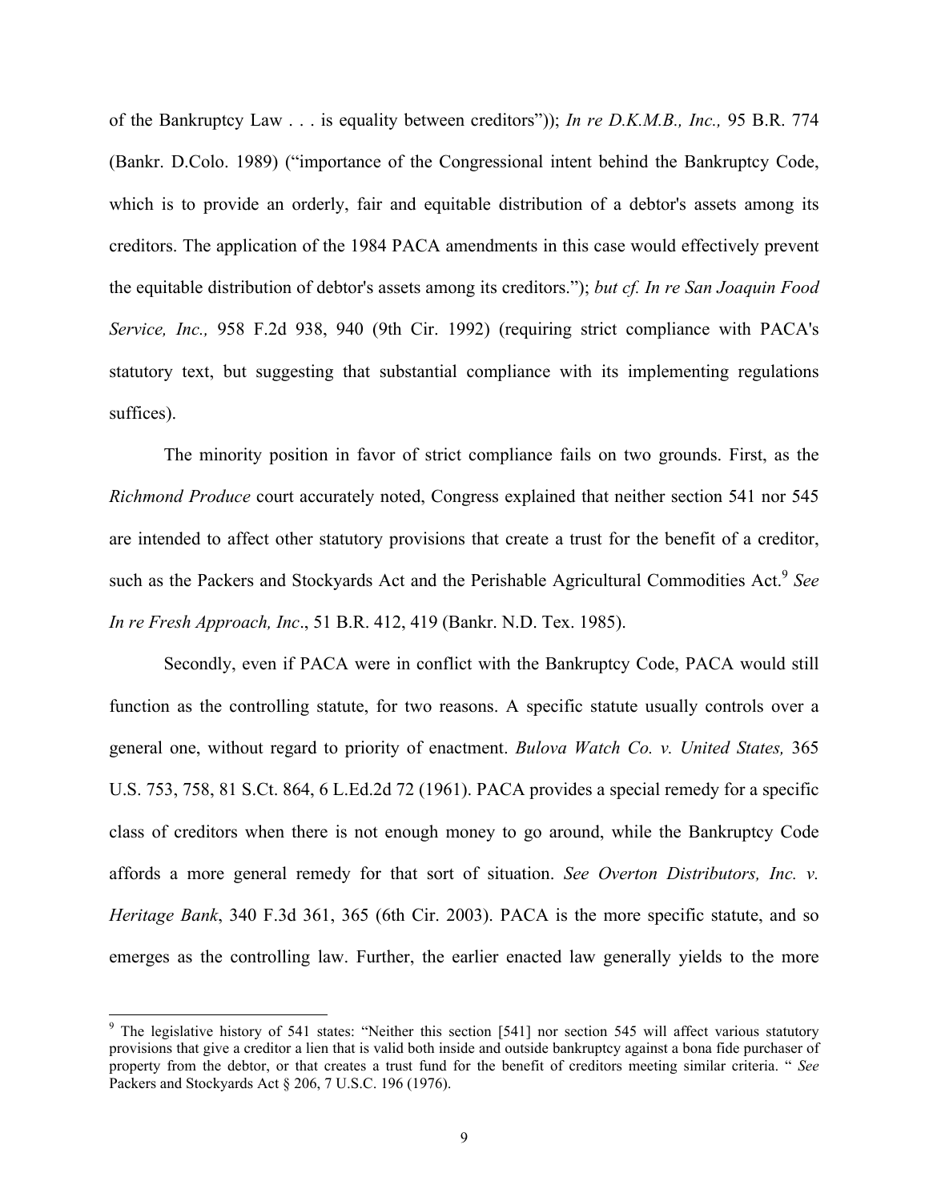of the Bankruptcy Law . . . is equality between creditors")); *In re D.K.M.B., Inc.,* 95 B.R. 774 (Bankr. D.Colo. 1989) ("importance of the Congressional intent behind the Bankruptcy Code, which is to provide an orderly, fair and equitable distribution of a debtor's assets among its creditors. The application of the 1984 PACA amendments in this case would effectively prevent the equitable distribution of debtor's assets among its creditors."); *but cf. In re San Joaquin Food Service, Inc.,* 958 F.2d 938, 940 (9th Cir. 1992) (requiring strict compliance with PACA's statutory text, but suggesting that substantial compliance with its implementing regulations suffices).

The minority position in favor of strict compliance fails on two grounds. First, as the *Richmond Produce* court accurately noted, Congress explained that neither section 541 nor 545 are intended to affect other statutory provisions that create a trust for the benefit of a creditor, such as the Packers and Stockyards Act and the Perishable Agricultural Commodities Act.[9] *See In re Fresh Approach, Inc*., 51 B.R. 412, 419 (Bankr. N.D. Tex. 1985).

Secondly, even if PACA were in conflict with the Bankruptcy Code, PACA would still function as the controlling statute, for two reasons. A specific statute usually controls over a general one, without regard to priority of enactment. *Bulova Watch Co. v. United States,* 365 U.S. 753, 758, 81 S.Ct. 864, 6 L.Ed.2d 72 (1961). PACA provides a special remedy for a specific class of creditors when there is not enough money to go around, while the Bankruptcy Code affords a more general remedy for that sort of situation. *See Overton Distributors, Inc. v. Heritage Bank*, 340 F.3d 361, 365 (6th Cir. 2003). PACA is the more specific statute, and so emerges as the controlling law. Further, the earlier enacted law generally yields to the more

---

[9] The legislative history of 541 states: "Neither this section [541] nor section 545 will affect various statutory provisions that give a creditor a lien that is valid both inside and outside bankruptcy against a bona fide purchaser of property from the debtor, or that creates a trust fund for the benefit of creditors meeting similar criteria. " *See* Packers and Stockyards Act § 206, 7 U.S.C. 196 (1976).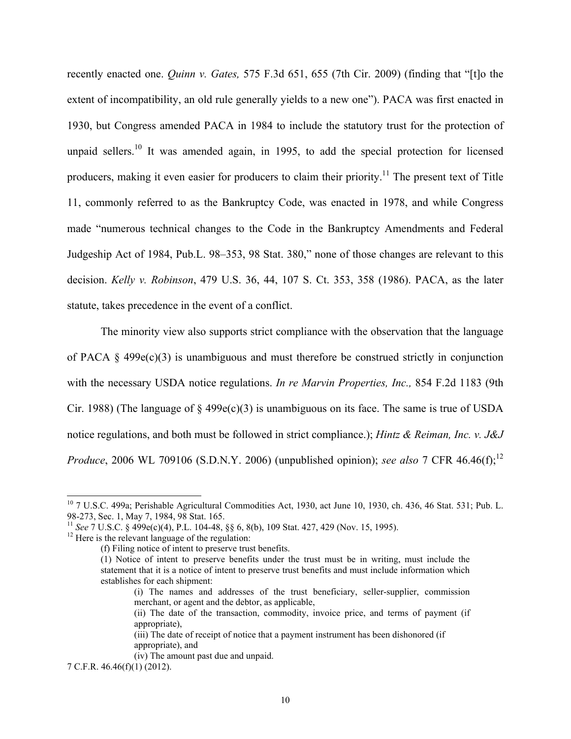recently enacted one. *Quinn v. Gates,* 575 F.3d 651, 655 (7th Cir. 2009) (finding that "[t]o the extent of incompatibility, an old rule generally yields to a new one"). PACA was first enacted in 1930, but Congress amended PACA in 1984 to include the statutory trust for the protection of unpaid sellers.[10] It was amended again, in 1995, to add the special protection for licensed producers, making it even easier for producers to claim their priority.[11] The present text of Title 11, commonly referred to as the Bankruptcy Code, was enacted in 1978, and while Congress made "numerous technical changes to the Code in the Bankruptcy Amendments and Federal Judgeship Act of 1984, Pub.L. 98–353, 98 Stat. 380," none of those changes are relevant to this decision. *Kelly v. Robinson*, 479 U.S. 36, 44, 107 S. Ct. 353, 358 (1986). PACA, as the later statute, takes precedence in the event of a conflict.

The minority view also supports strict compliance with the observation that the language of PACA § 499e(c)(3) is unambiguous and must therefore be construed strictly in conjunction with the necessary USDA notice regulations. *In re Marvin Properties, Inc.,* 854 F.2d 1183 (9th Cir. 1988) (The language of § 499e(c)(3) is unambiguous on its face. The same is true of USDA notice regulations, and both must be followed in strict compliance.); *Hintz & Reiman, Inc. v. J&J Produce*, 2006 WL 709106 (S.D.N.Y. 2006) (unpublished opinion); *see also* 7 CFR 46.46(f);[12]

---

[10] 7 U.S.C. 499a; Perishable Agricultural Commodities Act, 1930, act June 10, 1930, ch. 436, 46 Stat. 531; Pub. L. 98-273, Sec. 1, May 7, 1984, 98 Stat. 165.

[11] *See* 7 U.S.C. § 499e(c)(4), P.L. 104-48, §§ 6, 8(b), 109 Stat. 427, 429 (Nov. 15, 1995).

[12] Here is the relevant language of the regulation:

> (f) Filing notice of intent to preserve trust benefits.
>
> (1) Notice of intent to preserve benefits under the trust must be in writing, must include the statement that it is a notice of intent to preserve trust benefits and must include information which establishes for each shipment:
>
> > (i) The names and addresses of the trust beneficiary, seller-supplier, commission merchant, or agent and the debtor, as applicable,
> >
> > (ii) The date of the transaction, commodity, invoice price, and terms of payment (if appropriate),
> >
> > (iii) The date of receipt of notice that a payment instrument has been dishonored (if appropriate), and
> >
> > (iv) The amount past due and unpaid.

7 C.F.R. 46.46(f)(1) (2012).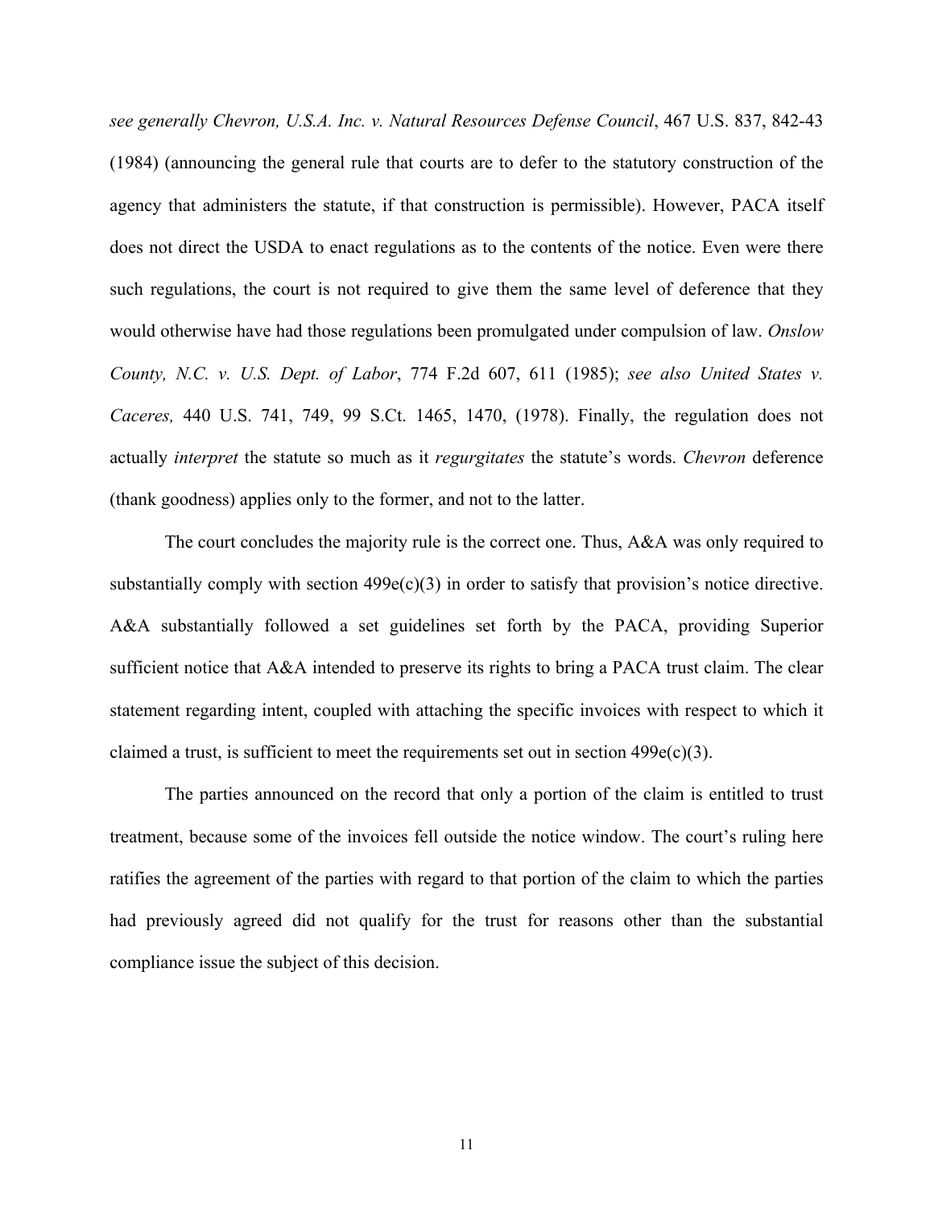*see generally Chevron, U.S.A. Inc. v. Natural Resources Defense Council*, 467 U.S. 837, 842-43 (1984) (announcing the general rule that courts are to defer to the statutory construction of the agency that administers the statute, if that construction is permissible). However, PACA itself does not direct the USDA to enact regulations as to the contents of the notice. Even were there such regulations, the court is not required to give them the same level of deference that they would otherwise have had those regulations been promulgated under compulsion of law. *Onslow County, N.C. v. U.S. Dept. of Labor*, 774 F.2d 607, 611 (1985); *see also United States v. Caceres,* 440 U.S. 741, 749, 99 S.Ct. 1465, 1470, (1978). Finally, the regulation does not actually *interpret* the statute so much as it *regurgitates* the statute's words. *Chevron* deference (thank goodness) applies only to the former, and not to the latter.

The court concludes the majority rule is the correct one. Thus, A&A was only required to substantially comply with section 499e(c)(3) in order to satisfy that provision's notice directive. A&A substantially followed a set guidelines set forth by the PACA, providing Superior sufficient notice that A&A intended to preserve its rights to bring a PACA trust claim. The clear statement regarding intent, coupled with attaching the specific invoices with respect to which it claimed a trust, is sufficient to meet the requirements set out in section 499e(c)(3).

The parties announced on the record that only a portion of the claim is entitled to trust treatment, because some of the invoices fell outside the notice window. The court's ruling here ratifies the agreement of the parties with regard to that portion of the claim to which the parties had previously agreed did not qualify for the trust for reasons other than the substantial compliance issue the subject of this decision.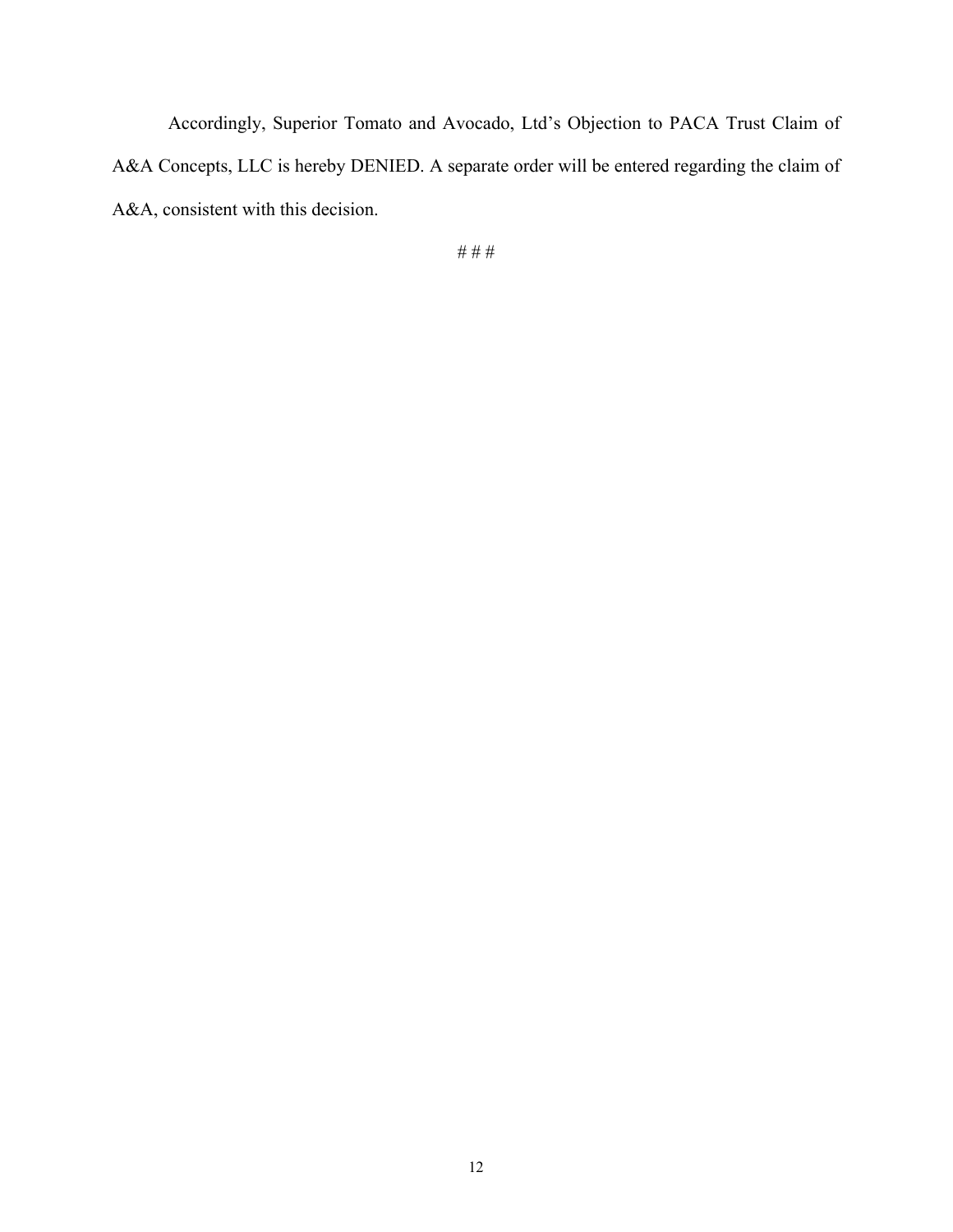Accordingly, Superior Tomato and Avocado, Ltd's Objection to PACA Trust Claim of A&A Concepts, LLC is hereby DENIED. A separate order will be entered regarding the claim of A&A, consistent with this decision.

# # #